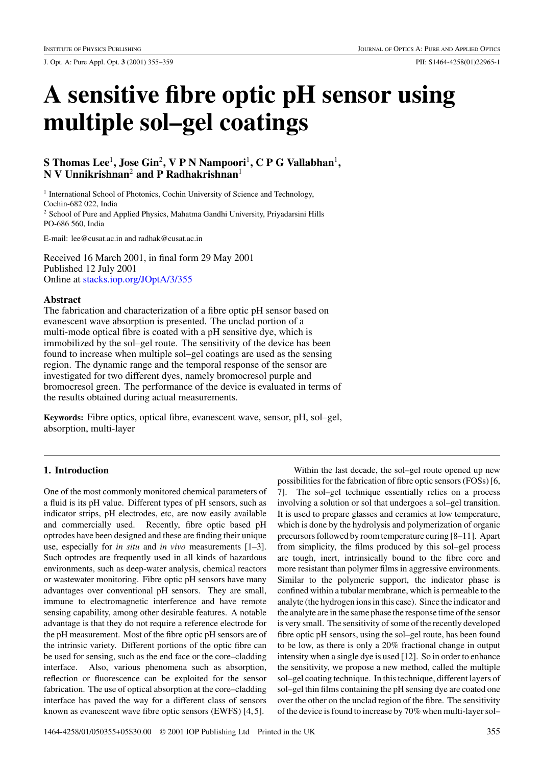# A sensitive fibre optic pH sensor using multiple sol–gel coatings

**S Thomas Lee[1], Jose Gin[2], V P N Nampoori[1], C P G Vallabhan[1], N V Unnikrishnan[2] and P Radhakrishnan[1]**

[1] International School of Photonics, Cochin University of Science and Technology, Cochin-682 022, India

[2] School of Pure and Applied Physics, Mahatma Gandhi University, Priyadarsini Hills PO-686 560, India

E-mail: lee@cusat.ac.in and radhak@cusat.ac.in

Received 16 March 2001, in final form 29 May 2001
Published 12 July 2001
Online at stacks.iop.org/JOptA/3/355

### Abstract

The fabrication and characterization of a fibre optic pH sensor based on evanescent wave absorption is presented. The unclad portion of a multi-mode optical fibre is coated with a pH sensitive dye, which is immobilized by the sol–gel route. The sensitivity of the device has been found to increase when multiple sol–gel coatings are used as the sensing region. The dynamic range and the temporal response of the sensor are investigated for two different dyes, namely bromocresol purple and bromocresol green. The performance of the device is evaluated in terms of the results obtained during actual measurements.

**Keywords:** Fibre optics, optical fibre, evanescent wave, sensor, pH, sol–gel, absorption, multi-layer

## 1. Introduction

One of the most commonly monitored chemical parameters of a fluid is its pH value. Different types of pH sensors, such as indicator strips, pH electrodes, etc, are now easily available and commercially used. Recently, fibre optic based pH optrodes have been designed and these are finding their unique use, especially for *in situ* and *in vivo* measurements [1–3]. Such optrodes are frequently used in all kinds of hazardous environments, such as deep-water analysis, chemical reactors or wastewater monitoring. Fibre optic pH sensors have many advantages over conventional pH sensors. They are small, immune to electromagnetic interference and have remote sensing capability, among other desirable features. A notable advantage is that they do not require a reference electrode for the pH measurement. Most of the fibre optic pH sensors are of the intrinsic variety. Different portions of the optic fibre can be used for sensing, such as the end face or the core–cladding interface. Also, various phenomena such as absorption, reflection or fluorescence can be exploited for the sensor fabrication. The use of optical absorption at the core–cladding interface has paved the way for a different class of sensors known as evanescent wave fibre optic sensors (EWFS) [4, 5].

Within the last decade, the sol–gel route opened up new possibilities for the fabrication of fibre optic sensors (FOSs) [6, 7]. The sol–gel technique essentially relies on a process involving a solution or sol that undergoes a sol–gel transition. It is used to prepare glasses and ceramics at low temperature, which is done by the hydrolysis and polymerization of organic precursors followed by room temperature curing [8–11]. Apart from simplicity, the films produced by this sol–gel process are tough, inert, intrinsically bound to the fibre core and more resistant than polymer films in aggressive environments. Similar to the polymeric support, the indicator phase is confined within a tubular membrane, which is permeable to the analyte (the hydrogen ions in this case). Since the indicator and the analyte are in the same phase the response time of the sensor is very small. The sensitivity of some of the recently developed fibre optic pH sensors, using the sol–gel route, has been found to be low, as there is only a 20% fractional change in output intensity when a single dye is used [12]. So in order to enhance the sensitivity, we propose a new method, called the multiple sol–gel coating technique. In this technique, different layers of sol–gel thin films containing the pH sensing dye are coated one over the other on the unclad region of the fibre. The sensitivity of the device is found to increase by 70% when multi-layer sol–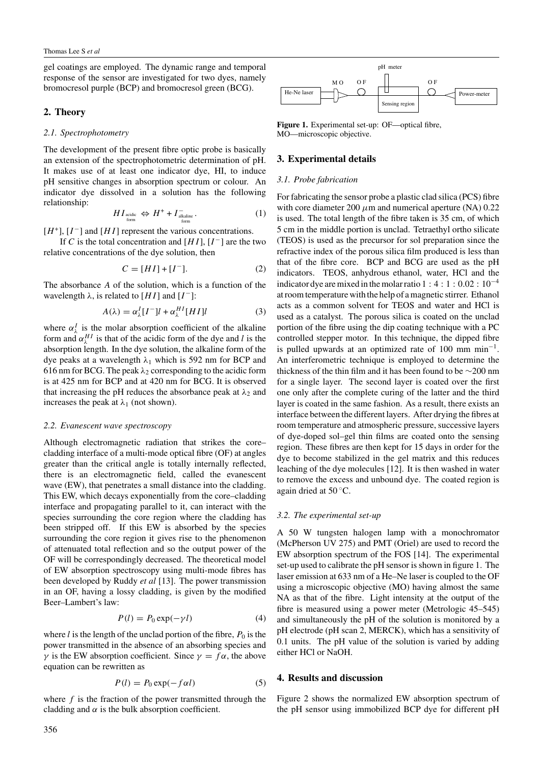gel coatings are employed. The dynamic range and temporal response of the sensor are investigated for two dyes, namely bromocresol purple (BCP) and bromocresol green (BCG).

## 2. Theory

### 2.1. Spectrophotometry

The development of the present fibre optic probe is basically an extension of the spectrophotometric determination of pH. It makes use of at least one indicator dye, HI, to induce pH sensitive changes in absorption spectrum or colour. An indicator dye dissolved in a solution has the following relationship:

$$HI_{\substack{\text{acidic}\\\text{form}}} \Leftrightarrow H^{+} + I^{-}_{\substack{\text{alkaline}\\\text{form}}}. \tag{1}$$

$[H^{+}]$, $[I^{-}]$ and $[HI]$ represent the various concentrations.

If $C$ is the total concentration and $[HI]$, $[I^{-}]$ are the two relative concentrations of the dye solution, then

$$C = [HI] + [I^{-}]. \tag{2}$$

The absorbance $A$ of the solution, which is a function of the wavelength $\lambda$, is related to $[HI]$ and $[I^{-}]$:

$$A(\lambda) = \alpha_{\lambda}^{I}[I^{-}]l + \alpha_{\lambda}^{HI}[HI]l \tag{3}$$

where $\alpha_{\lambda}^{I}$ is the molar absorption coefficient of the alkaline form and $\alpha_{\lambda}^{HI}$ is that of the acidic form of the dye and $l$ is the absorption length. In the dye solution, the alkaline form of the dye peaks at a wavelength $\lambda_1$ which is 592 nm for BCP and 616 nm for BCG. The peak $\lambda_2$ corresponding to the acidic form is at 425 nm for BCP and at 420 nm for BCG. It is observed that increasing the pH reduces the absorbance peak at $\lambda_2$ and increases the peak at $\lambda_1$ (not shown).

### 2.2. Evanescent wave spectroscopy

Although electromagnetic radiation that strikes the core–cladding interface of a multi-mode optical fibre (OF) at angles greater than the critical angle is totally internally reflected, there is an electromagnetic field, called the evanescent wave (EW), that penetrates a small distance into the cladding. This EW, which decays exponentially from the core–cladding interface and propagating parallel to it, can interact with the species surrounding the core region where the cladding has been stripped off. If this EW is absorbed by the species surrounding the core region it gives rise to the phenomenon of attenuated total reflection and so the output power of the OF will be correspondingly decreased. The theoretical model of EW absorption spectroscopy using multi-mode fibres has been developed by Ruddy *et al* [13]. The power transmission in an OF, having a lossy cladding, is given by the modified Beer–Lambert's law:

$$P(l) = P_0 \exp(-\gamma l) \tag{4}$$

where $l$ is the length of the unclad portion of the fibre, $P_0$ is the power transmitted in the absence of an absorbing species and $\gamma$ is the EW absorption coefficient. Since $\gamma = f\alpha$, the above equation can be rewritten as

$$P(l) = P_0 \exp(-f\alpha l) \tag{5}$$

where $f$ is the fraction of the power transmitted through the cladding and $\alpha$ is the bulk absorption coefficient.

**Figure 1.** Experimental set-up: OF—optical fibre, MO—microscopic objective.

## 3. Experimental details

### 3.1. Probe fabrication

For fabricating the sensor probe a plastic clad silica (PCS) fibre with core diameter 200 $\mu$m and numerical aperture (NA) 0.22 is used. The total length of the fibre taken is 35 cm, of which 5 cm in the middle portion is unclad. Tetraethyl ortho silicate (TEOS) is used as the precursor for sol preparation since the refractive index of the porous silica film produced is less than that of the fibre core. BCP and BCG are used as the pH indicators. TEOS, anhydrous ethanol, water, HCl and the indicator dye are mixed in the molar ratio $1:4:1:0.02:10^{-4}$ at room temperature with the help of a magnetic stirrer. Ethanol acts as a common solvent for TEOS and water and HCl is used as a catalyst. The porous silica is coated on the unclad portion of the fibre using the dip coating technique with a PC controlled stepper motor. In this technique, the dipped fibre is pulled upwards at an optimized rate of 100 mm min$^{-1}$. An interferometric technique is employed to determine the thickness of the thin film and it has been found to be $\sim$200 nm for a single layer. The second layer is coated over the first one only after the complete curing of the latter and the third layer is coated in the same fashion. As a result, there exists an interface between the different layers. After drying the fibres at room temperature and atmospheric pressure, successive layers of dye-doped sol–gel thin films are coated onto the sensing region. These fibres are then kept for 15 days in order for the dye to become stabilized in the gel matrix and this reduces leaching of the dye molecules [12]. It is then washed in water to remove the excess and unbound dye. The coated region is again dried at 50 °C.

### 3.2. The experimental set-up

A 50 W tungsten halogen lamp with a monochromator (McPherson UV 275) and PMT (Oriel) are used to record the EW absorption spectrum of the FOS [14]. The experimental set-up used to calibrate the pH sensor is shown in figure 1. The laser emission at 633 nm of a He–Ne laser is coupled to the OF using a microscopic objective (MO) having almost the same NA as that of the fibre. Light intensity at the output of the fibre is measured using a power meter (Metrologic 45–545) and simultaneously the pH of the solution is monitored by a pH electrode (pH scan 2, MERCK), which has a sensitivity of 0.1 units. The pH value of the solution is varied by adding either HCl or NaOH.

## 4. Results and discussion

Figure 2 shows the normalized EW absorption spectrum of the pH sensor using immobilized BCP dye for different pH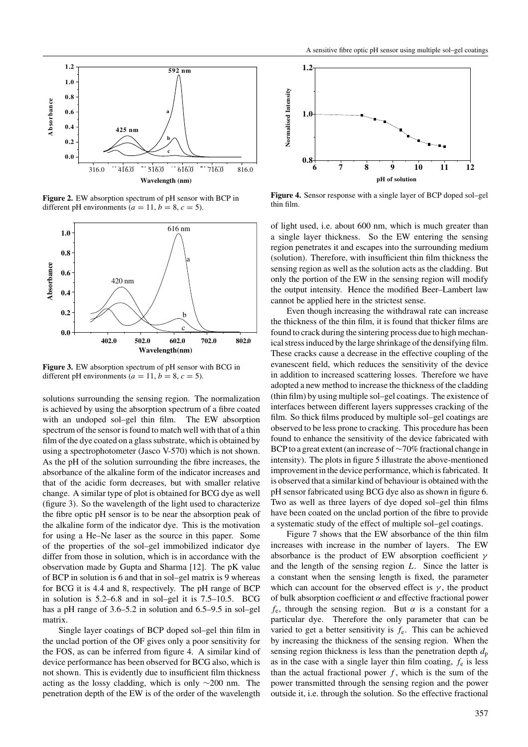**Figure 2.** EW absorption spectrum of pH sensor with BCP in different pH environments ($a = 11$, $b = 8$, $c = 5$).

**Figure 3.** EW absorption spectrum of pH sensor with BCG in different pH environments ($a = 11$, $b = 8$, $c = 5$).

solutions surrounding the sensing region. The normalization is achieved by using the absorption spectrum of a fibre coated with an undoped sol–gel thin film. The EW absorption spectrum of the sensor is found to match well with that of a thin film of the dye coated on a glass substrate, which is obtained by using a spectrophotometer (Jasco V-570) which is not shown. As the pH of the solution surrounding the fibre increases, the absorbance of the alkaline form of the indicator increases and that of the acidic form decreases, but with smaller relative change. A similar type of plot is obtained for BCG dye as well (figure 3). So the wavelength of the light used to characterize the fibre optic pH sensor is to be near the absorption peak of the alkaline form of the indicator dye. This is the motivation for using a He–Ne laser as the source in this paper. Some of the properties of the sol–gel immobilized indicator dye differ from those in solution, which is in accordance with the observation made by Gupta and Sharma [12]. The pK value of BCP in solution is 6 and that in sol–gel matrix is 9 whereas for BCG it is 4.4 and 8, respectively. The pH range of BCP in solution is 5.2–6.8 and in sol–gel it is 7.5–10.5. BCG has a pH range of 3.6–5.2 in solution and 6.5–9.5 in sol–gel matrix.

Single layer coatings of BCP doped sol–gel thin film in the unclad portion of the OF gives only a poor sensitivity for the FOS, as can be inferred from figure 4. A similar kind of device performance has been observed for BCG also, which is not shown. This is evidently due to insufficient film thickness acting as the lossy cladding, which is only ~200 nm. The penetration depth of the EW is of the order of the wavelength

**Figure 4.** Sensor response with a single layer of BCP doped sol–gel thin film.

of light used, i.e. about 600 nm, which is much greater than a single layer thickness. So the EW entering the sensing region penetrates it and escapes into the surrounding medium (solution). Therefore, with insufficient thin film thickness the sensing region as well as the solution acts as the cladding. But only the portion of the EW in the sensing region will modify the output intensity. Hence the modified Beer–Lambert law cannot be applied here in the strictest sense.

Even though increasing the withdrawal rate can increase the thickness of the thin film, it is found that thicker films are found to crack during the sintering process due to high mechanical stress induced by the large shrinkage of the densifying film. These cracks cause a decrease in the effective coupling of the evanescent field, which reduces the sensitivity of the device in addition to increased scattering losses. Therefore we have adopted a new method to increase the thickness of the cladding (thin film) by using multiple sol–gel coatings. The existence of interfaces between different layers suppresses cracking of the film. So thick films produced by multiple sol–gel coatings are observed to be less prone to cracking. This procedure has been found to enhance the sensitivity of the device fabricated with BCP to a great extent (an increase of ~70% fractional change in intensity). The plots in figure 5 illustrate the above-mentioned improvement in the device performance, which is fabricated. It is observed that a similar kind of behaviour is obtained with the pH sensor fabricated using BCG dye also as shown in figure 6. Two as well as three layers of dye doped sol–gel thin films have been coated on the unclad portion of the fibre to provide a systematic study of the effect of multiple sol–gel coatings.

Figure 7 shows that the EW absorbance of the thin film increases with increase in the number of layers. The EW absorbance is the product of EW absorption coefficient $\gamma$ and the length of the sensing region $L$. Since the latter is a constant when the sensing length is fixed, the parameter which can account for the observed effect is $\gamma$, the product of bulk absorption coefficient $\alpha$ and effective fractional power $f_e$, through the sensing region. But $\alpha$ is a constant for a particular dye. Therefore the only parameter that can be varied to get a better sensitivity is $f_e$. This can be achieved by increasing the thickness of the sensing region. When the sensing region thickness is less than the penetration depth $d_p$ as in the case with a single layer thin film coating, $f_e$ is less than the actual fractional power $f$, which is the sum of the power transmitted through the sensing region and the power outside it, i.e. through the solution. So the effective fractional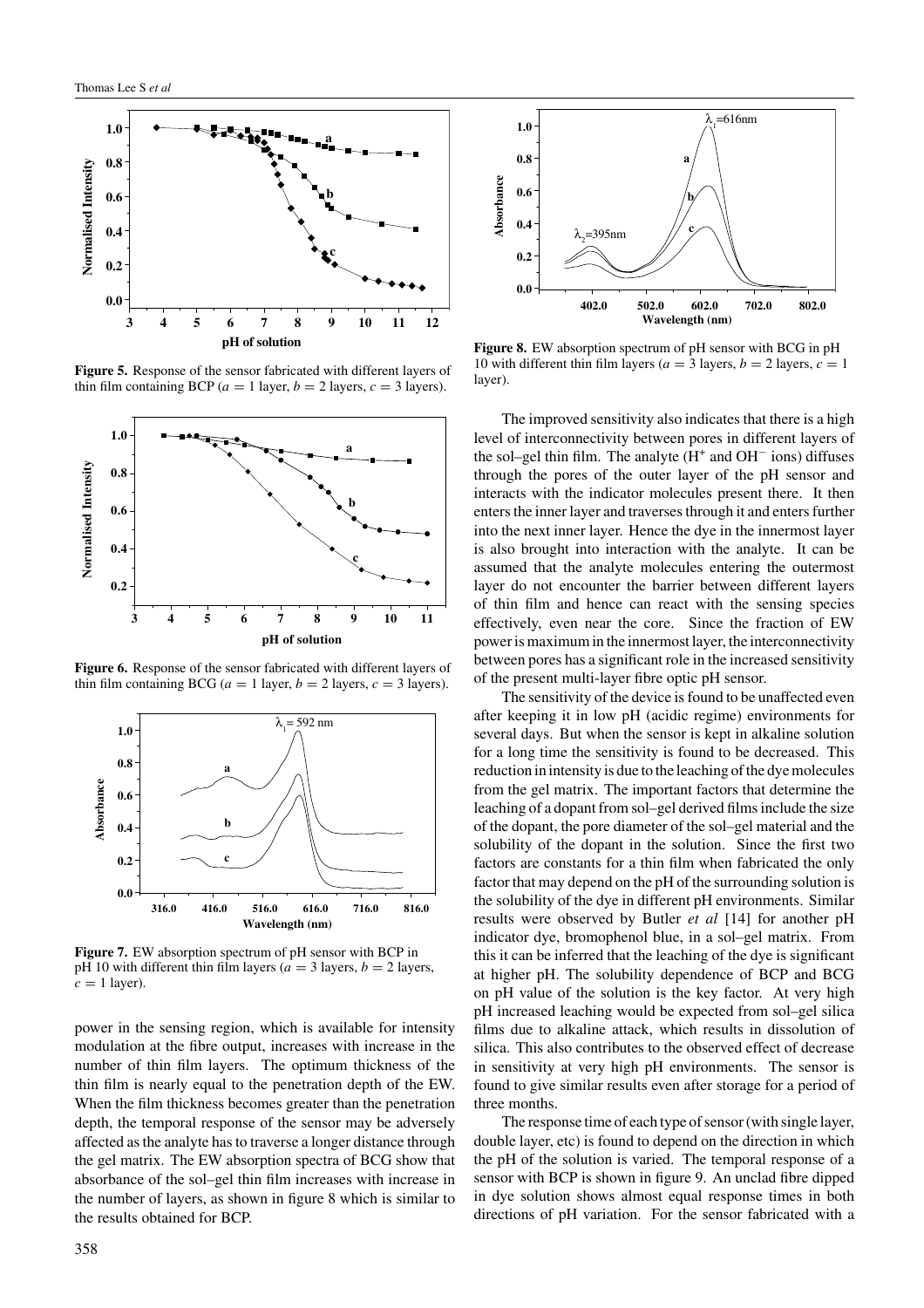1.0
0.8
0.6
0.4
0.2
0.0
Normalised Intensity
3 4 5 6 7 8 9 10 11 12
pH of solution
a
b
c

**Figure 5.** Response of the sensor fabricated with different layers of thin film containing BCP ($a = 1$ layer, $b = 2$ layers, $c = 3$ layers).

1.0
0.8
0.6
0.4
0.2
Normalised Intensity
3 4 5 6 7 8 9 10 11
pH of solution
a
b
c

**Figure 6.** Response of the sensor fabricated with different layers of thin film containing BCG ($a = 1$ layer, $b = 2$ layers, $c = 3$ layers).

$\lambda_1$ = 592 nm
1.0
0.8
0.6
0.4
0.2
0.0
Absorbance
316.0 416.0 516.0 616.0 716.0 816.0
Wavelength (nm)
a
b
c

**Figure 7.** EW absorption spectrum of pH sensor with BCP in pH 10 with different thin film layers ($a = 3$ layers, $b = 2$ layers, $c = 1$ layer).

power in the sensing region, which is available for intensity modulation at the fibre output, increases with increase in the number of thin film layers. The optimum thickness of the thin film is nearly equal to the penetration depth of the EW. When the film thickness becomes greater than the penetration depth, the temporal response of the sensor may be adversely affected as the analyte has to traverse a longer distance through the gel matrix. The EW absorption spectra of BCG show that absorbance of the sol–gel thin film increases with increase in the number of layers, as shown in figure 8 which is similar to the results obtained for BCP.

$\lambda_1$=616nm
$\lambda_2$=395nm
1.0
0.8
0.6
0.4
0.2
0.0
Absorbance
402.0 502.0 602.0 702.0 802.0
Wavelength (nm)
a
b
c

**Figure 8.** EW absorption spectrum of pH sensor with BCG in pH 10 with different thin film layers ($a = 3$ layers, $b = 2$ layers, $c = 1$ layer).

The improved sensitivity also indicates that there is a high level of interconnectivity between pores in different layers of the sol–gel thin film. The analyte ($H^+$ and $OH^-$ ions) diffuses through the pores of the outer layer of the pH sensor and interacts with the indicator molecules present there. It then enters the inner layer and traverses through it and enters further into the next inner layer. Hence the dye in the innermost layer is also brought into interaction with the analyte. It can be assumed that the analyte molecules entering the outermost layer do not encounter the barrier between different layers of thin film and hence can react with the sensing species effectively, even near the core. Since the fraction of EW power is maximum in the innermost layer, the interconnectivity between pores has a significant role in the increased sensitivity of the present multi-layer fibre optic pH sensor.

The sensitivity of the device is found to be unaffected even after keeping it in low pH (acidic regime) environments for several days. But when the sensor is kept in alkaline solution for a long time the sensitivity is found to be decreased. This reduction in intensity is due to the leaching of the dye molecules from the gel matrix. The important factors that determine the leaching of a dopant from sol–gel derived films include the size of the dopant, the pore diameter of the sol–gel material and the solubility of the dopant in the solution. Since the first two factors are constants for a thin film when fabricated the only factor that may depend on the pH of the surrounding solution is the solubility of the dye in different pH environments. Similar results were observed by Butler *et al* [14] for another pH indicator dye, bromophenol blue, in a sol–gel matrix. From this it can be inferred that the leaching of the dye is significant at higher pH. The solubility dependence of BCP and BCG on pH value of the solution is the key factor. At very high pH increased leaching would be expected from sol–gel silica films due to alkaline attack, which results in dissolution of silica. This also contributes to the observed effect of decrease in sensitivity at very high pH environments. The sensor is found to give similar results even after storage for a period of three months.

The response time of each type of sensor (with single layer, double layer, etc) is found to depend on the direction in which the pH of the solution is varied. The temporal response of a sensor with BCP is shown in figure 9. An unclad fibre dipped in dye solution shows almost equal response times in both directions of pH variation. For the sensor fabricated with a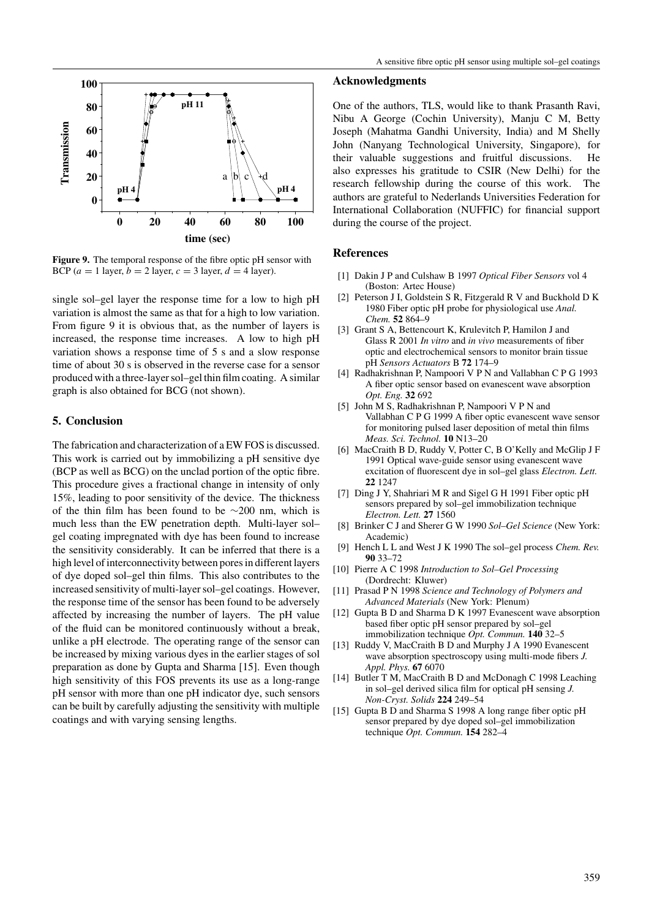Transmission

100

80

60

40

20

0

pH 11

pH 4

pH 4

a b c d

0 20 40 60 80 100

time (sec)

**Figure 9.** The temporal response of the fibre optic pH sensor with BCP ($a = 1$ layer, $b = 2$ layer, $c = 3$ layer, $d = 4$ layer).

single sol–gel layer the response time for a low to high pH variation is almost the same as that for a high to low variation. From figure 9 it is obvious that, as the number of layers is increased, the response time increases. A low to high pH variation shows a response time of 5 s and a slow response time of about 30 s is observed in the reverse case for a sensor produced with a three-layer sol–gel thin film coating. A similar graph is also obtained for BCG (not shown).

## 5. Conclusion

The fabrication and characterization of a EW FOS is discussed. This work is carried out by immobilizing a pH sensitive dye (BCP as well as BCG) on the unclad portion of the optic fibre. This procedure gives a fractional change in intensity of only 15%, leading to poor sensitivity of the device. The thickness of the thin film has been found to be $\sim$200 nm, which is much less than the EW penetration depth. Multi-layer sol–gel coating impregnated with dye has been found to increase the sensitivity considerably. It can be inferred that there is a high level of interconnectivity between pores in different layers of dye doped sol–gel thin films. This also contributes to the increased sensitivity of multi-layer sol–gel coatings. However, the response time of the sensor has been found to be adversely affected by increasing the number of layers. The pH value of the fluid can be monitored continuously without a break, unlike a pH electrode. The operating range of the sensor can be increased by mixing various dyes in the earlier stages of sol preparation as done by Gupta and Sharma [15]. Even though high sensitivity of this FOS prevents its use as a long-range pH sensor with more than one pH indicator dye, such sensors can be built by carefully adjusting the sensitivity with multiple coatings and with varying sensing lengths.

## Acknowledgments

One of the authors, TLS, would like to thank Prasanth Ravi, Nibu A George (Cochin University), Manju C M, Betty Joseph (Mahatma Gandhi University, India) and M Shelly John (Nanyang Technological University, Singapore), for their valuable suggestions and fruitful discussions. He also expresses his gratitude to CSIR (New Delhi) for the research fellowship during the course of this work. The authors are grateful to Nederlands Universities Federation for International Collaboration (NUFFIC) for financial support during the course of the project.

## References

[1] Dakin J P and Culshaw B 1997 *Optical Fiber Sensors* vol 4 (Boston: Artec House)

[2] Peterson J I, Goldstein S R, Fitzgerald R V and Buckhold D K 1980 Fiber optic pH probe for physiological use *Anal. Chem.* **52** 864–9

[3] Grant S A, Bettencourt K, Krulevitch P, Hamilon J and Glass R 2001 *In vitro* and *in vivo* measurements of fiber optic and electrochemical sensors to monitor brain tissue pH *Sensors Actuators* B **72** 174–9

[4] Radhakrishnan P, Nampoori V P N and Vallabhan C P G 1993 A fiber optic sensor based on evanescent wave absorption *Opt. Eng.* **32** 692

[5] John M S, Radhakrishnan P, Nampoori V P N and Vallabhan C P G 1999 A fiber optic evanescent wave sensor for monitoring pulsed laser deposition of metal thin films *Meas. Sci. Technol.* **10** N13–20

[6] MacCraith B D, Ruddy V, Potter C, B O'Kelly and McGlip J F 1991 Optical wave-guide sensor using evanescent wave excitation of fluorescent dye in sol–gel glass *Electron. Lett.* **22** 1247

[7] Ding J Y, Shahriari M R and Sigel G H 1991 Fiber optic pH sensors prepared by sol–gel immobilization technique *Electron. Lett.* **27** 1560

[8] Brinker C J and Sherer G W 1990 *Sol–Gel Science* (New York: Academic)

[9] Hench L L and West J K 1990 The sol–gel process *Chem. Rev.* **90** 33–72

[10] Pierre A C 1998 *Introduction to Sol–Gel Processing* (Dordrecht: Kluwer)

[11] Prasad P N 1998 *Science and Technology of Polymers and Advanced Materials* (New York: Plenum)

[12] Gupta B D and Sharma D K 1997 Evanescent wave absorption based fiber optic pH sensor prepared by sol–gel immobilization technique *Opt. Commun.* **140** 32–5

[13] Ruddy V, MacCraith B D and Murphy J A 1990 Evanescent wave absorption spectroscopy using multi-mode fibers *J. Appl. Phys.* **67** 6070

[14] Butler T M, MacCraith B D and McDonagh C 1998 Leaching in sol–gel derived silica film for optical pH sensing *J. Non-Cryst. Solids* **224** 249–54

[15] Gupta B D and Sharma S 1998 A long range fiber optic pH sensor prepared by dye doped sol–gel immobilization technique *Opt. Commun.* **154** 282–4